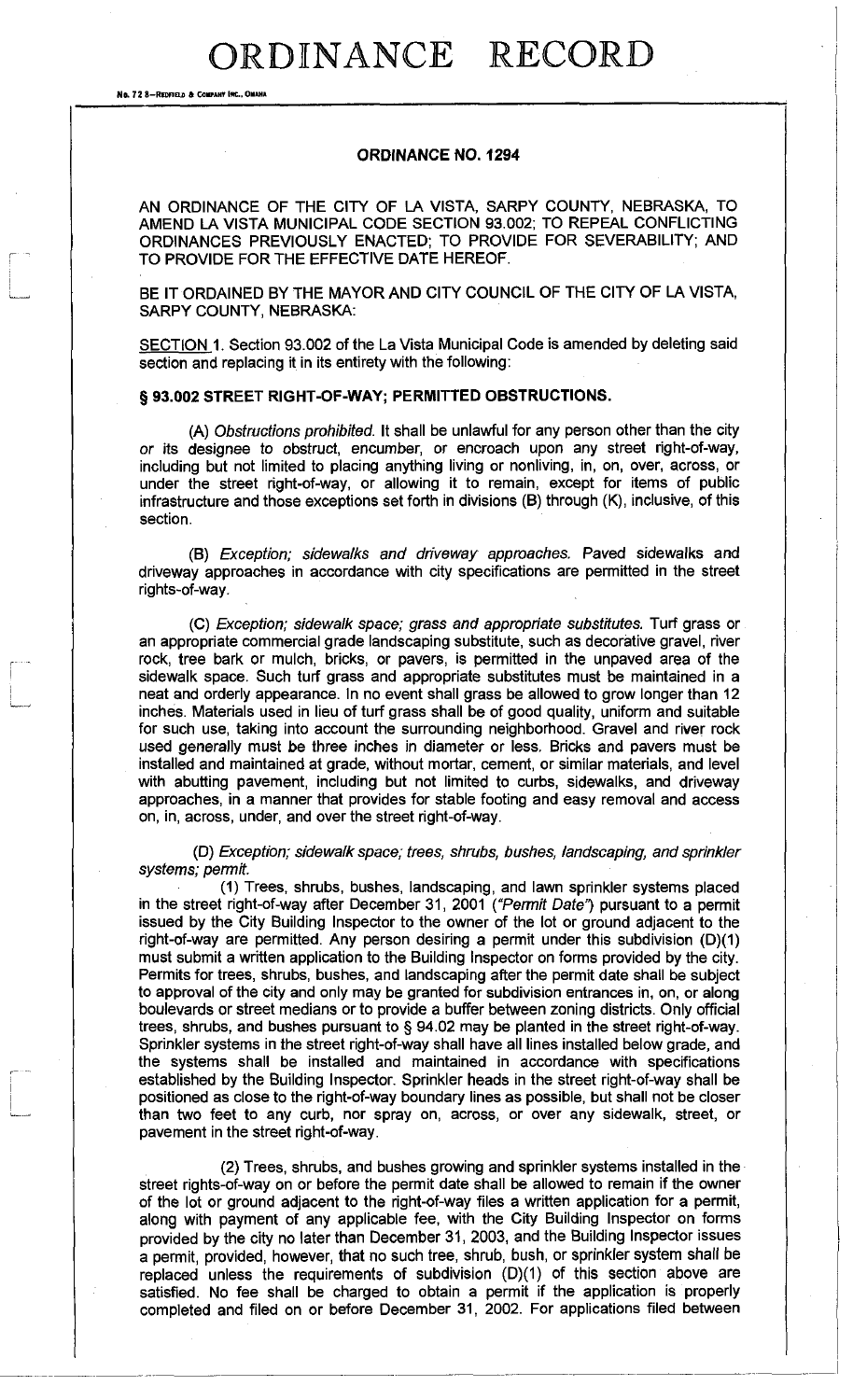# ORDINANCE RECORD

No. 72 8—REDFIELD & COMPANY INC., OMAHA

## ORDINANCE NO. 1294

AN ORDINANCE OF THE CITY OF LA VISTA, SARPY COUNTY, NEBRASKA, TO AMEND LA VISTA MUNICIPAL CODE SECTION 93.002; TO REPEAL CONFLICTING ORDINANCES PREVIOUSLY ENACTED; TO PROVIDE FOR SEVERABILITY; AND TO PROVIDE FOR THE EFFECTIVE DATE HEREOF.

BE IT ORDAINED BY THE MAYOR AND CITY COUNCIL OF THE CITY OF LA VISTA, SARPY COUNTY, NEBRASKA:

SECTION 1. Section 93.002 of the La Vista Municipal Code is amended by deleting said section and replacing it in its entirety with the following:

**§ 93.002 STREET RIGHT-OF-WAY; PERMITTED OBSTRUCTIONS.**

(A) *Obstructions prohibited.* It shall be unlawful for any person other than the city or its designee to obstruct, encumber, or encroach upon any street right-of-way, including but not limited to placing anything living or nonliving, in, on, over, across, or under the street right-of-way, or allowing it to remain, except for items of public infrastructure and those exceptions set forth in divisions (B) through (K), inclusive, of this section.

(B) *Exception; sidewalks and driveway approaches.* Paved sidewalks and driveway approaches in accordance with city specifications are permitted in the street rights-of-way.

(C) *Exception; sidewalk space; grass and appropriate substitutes.* Turf grass or an appropriate commercial grade landscaping substitute, such as decorative gravel, river rock, tree bark or mulch, bricks, or pavers, is permitted in the unpaved area of the sidewalk space. Such turf grass and appropriate substitutes must be maintained in a neat and orderly appearance. In no event shall grass be allowed to grow longer than 12 inches. Materials used in lieu of turf grass shall be of good quality, uniform and suitable for such use, taking into account the surrounding neighborhood. Gravel and river rock used generally must be three inches in diameter or less. Bricks and pavers must be installed and maintained at grade, without mortar, cement, or similar materials, and level with abutting pavement, including but not limited to curbs, sidewalks, and driveway approaches, in a manner that provides for stable footing and easy removal and access on, in, across, under, and over the street right-of-way.

(D) *Exception; sidewalk space; trees, shrubs, bushes, landscaping, and sprinkler systems; permit.*

(1) Trees, shrubs, bushes, landscaping, and lawn sprinkler systems placed in the street right-of-way after December 31, 2001 (*"Permit Date"*) pursuant to a permit issued by the City Building Inspector to the owner of the lot or ground adjacent to the right-of-way are permitted. Any person desiring a permit under this subdivision (D)(1) must submit a written application to the Building Inspector on forms provided by the city. Permits for trees, shrubs, bushes, and landscaping after the permit date shall be subject to approval of the city and only may be granted for subdivision entrances in, on, or along boulevards or street medians or to provide a buffer between zoning districts. Only official trees, shrubs, and bushes pursuant to § 94.02 may be planted in the street right-of-way. Sprinkler systems in the street right-of-way shall have all lines installed below grade, and the systems shall be installed and maintained in accordance with specifications established by the Building Inspector. Sprinkler heads in the street right-of-way shall be positioned as close to the right-of-way boundary lines as possible, but shall not be closer than two feet to any curb, nor spray on, across, or over any sidewalk, street, or pavement in the street right-of-way.

(2) Trees, shrubs, and bushes growing and sprinkler systems installed in the street rights-of-way on or before the permit date shall be allowed to remain if the owner of the lot or ground adjacent to the right-of-way files a written application for a permit, along with payment of any applicable fee, with the City Building Inspector on forms provided by the city no later than December 31, 2003, and the Building Inspector issues a permit, provided, however, that no such tree, shrub, bush, or sprinkler system shall be replaced unless the requirements of subdivision (D)(1) of this section above are satisfied. No fee shall be charged to obtain a permit if the application is properly completed and filed on or before December 31, 2002. For applications filed between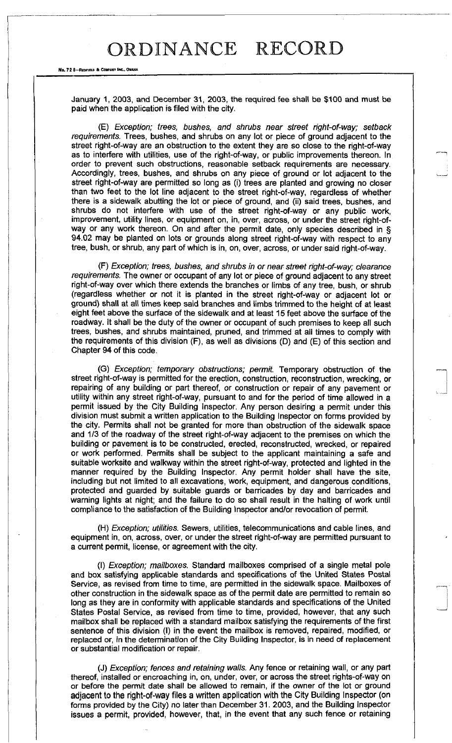January 1, 2003, and December 31, 2003, the required fee shall be $100 and must be paid when the application is filed with the city.

(E) *Exception; trees, bushes, and shrubs near street right-of-way; setback requirements.* Trees, bushes, and shrubs on any lot or piece of ground adjacent to the street right-of-way are an obstruction to the extent they are so close to the right-of-way as to interfere with utilities, use of the right-of-way, or public improvements thereon. In order to prevent such obstructions, reasonable setback requirements are necessary. Accordingly, trees, bushes, and shrubs on any piece of ground or lot adjacent to the street right-of-way are permitted so long as (i) trees are planted and growing no closer than two feet to the lot line adjacent to the street right-of-way, regardless of whether there is a sidewalk abutting the lot or piece of ground, and (ii) said trees, bushes, and shrubs do not interfere with use of the street right-of-way or any public work, improvement, utility lines, or equipment on, in, over, across, or under the street right-of-way or any work thereon. On and after the permit date, only species described in § 94.02 may be planted on lots or grounds along street right-of-way with respect to any tree, bush, or shrub, any part of which is in, on, over, across, or under said right-of-way.

(F) *Exception; trees, bushes, and shrubs in or near street right-of-way; clearance requirements.* The owner or occupant of any lot or piece of ground adjacent to any street right-of-way over which there extends the branches or limbs of any tree, bush, or shrub (regardless whether or not it is planted in the street right-of-way or adjacent lot or ground) shall at all times keep said branches and limbs trimmed to the height of at least eight feet above the surface of the sidewalk and at least 15 feet above the surface of the roadway. It shall be the duty of the owner or occupant of such premises to keep all such trees, bushes, and shrubs maintained, pruned, and trimmed at all times to comply with the requirements of this division (F), as well as divisions (D) and (E) of this section and Chapter 94 of this code.

(G) *Exception; temporary obstructions; permit.* Temporary obstruction of the street right-of-way is permitted for the erection, construction, reconstruction, wrecking, or repairing of any building or part thereof, or construction or repair of any pavement or utility within any street right-of-way, pursuant to and for the period of time allowed in a permit issued by the City Building Inspector. Any person desiring a permit under this division must submit a written application to the Building Inspector on forms provided by the city. Permits shall not be granted for more than obstruction of the sidewalk space and 1/3 of the roadway of the street right-of-way adjacent to the premises on which the building or pavement is to be constructed, erected, reconstructed, wrecked, or repaired or work performed. Permits shall be subject to the applicant maintaining a safe and suitable worksite and walkway within the street right-of-way, protected and lighted in the manner required by the Building Inspector. Any permit holder shall have the site, including but not limited to all excavations, work, equipment, and dangerous conditions, protected and guarded by suitable guards or barricades by day and barricades and warning lights at night; and the failure to do so shall result in the halting of work until compliance to the satisfaction of the Building Inspector and/or revocation of permit.

(H) *Exception; utilities.* Sewers, utilities, telecommunications and cable lines, and equipment in, on, across, over, or under the street right-of-way are permitted pursuant to a current permit, license, or agreement with the city.

(I) *Exception; mailboxes.* Standard mailboxes comprised of a single metal pole and box satisfying applicable standards and specifications of the United States Postal Service, as revised from time to time, are permitted in the sidewalk space. Mailboxes of other construction in the sidewalk space as of the permit date are permitted to remain so long as they are in conformity with applicable standards and specifications of the United States Postal Service, as revised from time to time, provided, however, that any such mailbox shall be replaced with a standard mailbox satisfying the requirements of the first sentence of this division (I) in the event the mailbox is removed, repaired, modified, or replaced or, in the determination of the City Building Inspector, is in need of replacement or substantial modification or repair.

(J) *Exception; fences and retaining walls.* Any fence or retaining wall, or any part thereof, installed or encroaching in, on, under, over, or across the street rights-of-way on or before the permit date shall be allowed to remain, if the owner of the lot or ground adjacent to the right-of-way files a written application with the City Building Inspector (on forms provided by the City) no later than December 31. 2003, and the Building Inspector issues a permit, provided, however, that, in the event that any such fence or retaining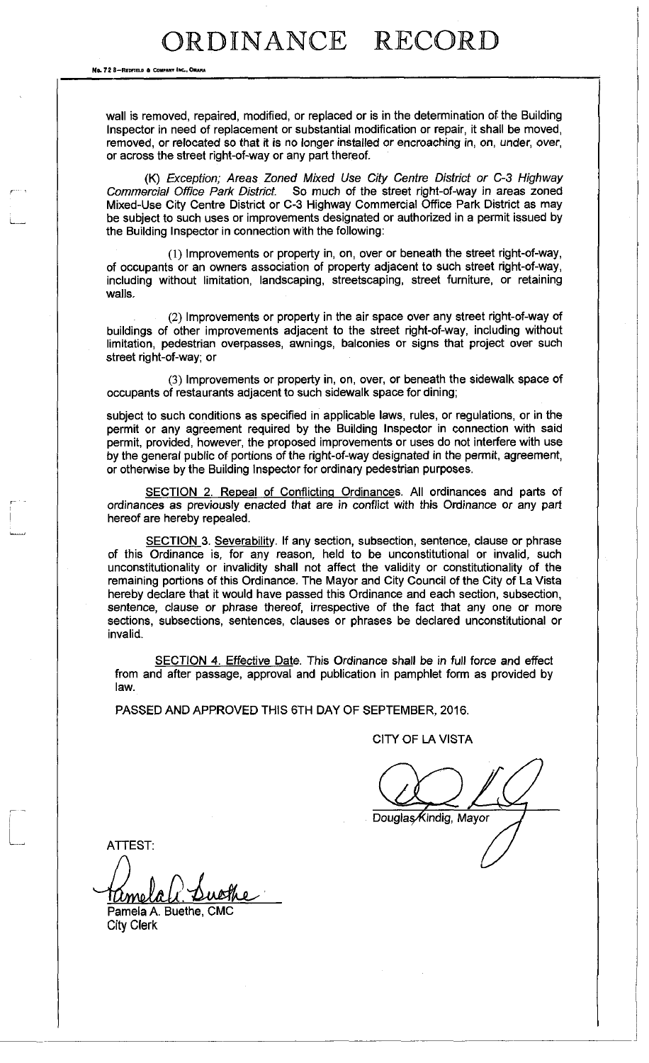wall is removed, repaired, modified, or replaced or is in the determination of the Building Inspector in need of replacement or substantial modification or repair, it shall be moved, removed, or relocated so that it is no longer installed or encroaching in, on, under, over, or across the street right-of-way or any part thereof.

(K) *Exception; Areas Zoned Mixed Use City Centre District or C-3 Highway Commercial Office Park District.* So much of the street right-of-way in areas zoned Mixed-Use City Centre District or C-3 Highway Commercial Office Park District as may be subject to such uses or improvements designated or authorized in a permit issued by the Building Inspector in connection with the following:

(1) Improvements or property in, on, over or beneath the street right-of-way, of occupants or an owners association of property adjacent to such street right-of-way, including without limitation, landscaping, streetscaping, street furniture, or retaining walls.

(2) Improvements or property in the air space over any street right-of-way of buildings of other improvements adjacent to the street right-of-way, including without limitation, pedestrian overpasses, awnings, balconies or signs that project over such street right-of-way; or

(3) Improvements or property in, on, over, or beneath the sidewalk space of occupants of restaurants adjacent to such sidewalk space for dining;

subject to such conditions as specified in applicable laws, rules, or regulations, or in the permit or any agreement required by the Building Inspector in connection with said permit, provided, however, the proposed improvements or uses do not interfere with use by the general public of portions of the right-of-way designated in the permit, agreement, or otherwise by the Building Inspector for ordinary pedestrian purposes.

SECTION 2. Repeal of Conflicting Ordinances. All ordinances and parts of ordinances as previously enacted that are in conflict with this Ordinance or any part hereof are hereby repealed.

SECTION 3. Severability. If any section, subsection, sentence, clause or phrase of this Ordinance is, for any reason, held to be unconstitutional or invalid, such unconstitutionality or invalidity shall not affect the validity or constitutionality of the remaining portions of this Ordinance. The Mayor and City Council of the City of La Vista hereby declare that it would have passed this Ordinance and each section, subsection, sentence, clause or phrase thereof, irrespective of the fact that any one or more sections, subsections, sentences, clauses or phrases be declared unconstitutional or invalid.

SECTION 4. Effective Date. This Ordinance shall be in full force and effect from and after passage, approval and publication in pamphlet form as provided by law.

PASSED AND APPROVED THIS 6TH DAY OF SEPTEMBER, 2016.

CITY OF LA VISTA

Douglas Kindig, Mayor

ATTEST:

Pamela A. Buethe, CMC
City Clerk